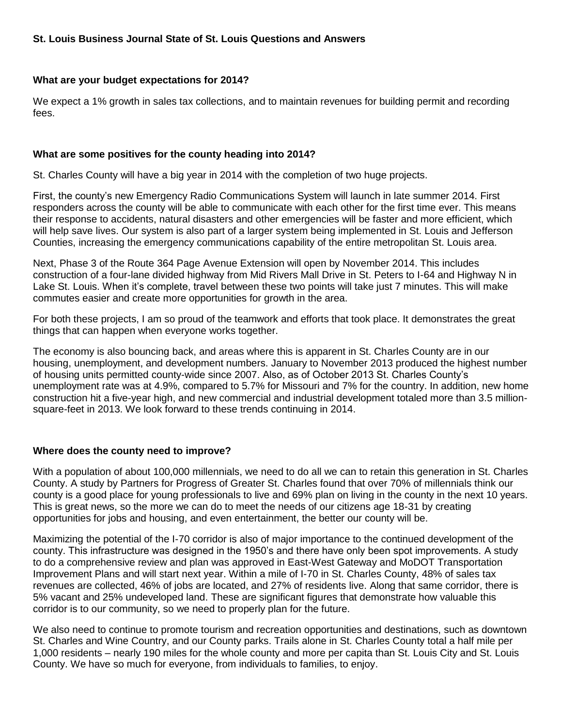**St. Louis Business Journal State of St. Louis Questions and Answers**

**What are your budget expectations for 2014?**

We expect a 1% growth in sales tax collections, and to maintain revenues for building permit and recording fees.

**What are some positives for the county heading into 2014?**

St. Charles County will have a big year in 2014 with the completion of two huge projects.

First, the county's new Emergency Radio Communications System will launch in late summer 2014. First responders across the county will be able to communicate with each other for the first time ever. This means their response to accidents, natural disasters and other emergencies will be faster and more efficient, which will help save lives. Our system is also part of a larger system being implemented in St. Louis and Jefferson Counties, increasing the emergency communications capability of the entire metropolitan St. Louis area.

Next, Phase 3 of the Route 364 Page Avenue Extension will open by November 2014. This includes construction of a four-lane divided highway from Mid Rivers Mall Drive in St. Peters to I-64 and Highway N in Lake St. Louis. When it's complete, travel between these two points will take just 7 minutes. This will make commutes easier and create more opportunities for growth in the area.

For both these projects, I am so proud of the teamwork and efforts that took place. It demonstrates the great things that can happen when everyone works together.

The economy is also bouncing back, and areas where this is apparent in St. Charles County are in our housing, unemployment, and development numbers. January to November 2013 produced the highest number of housing units permitted county-wide since 2007. Also, as of October 2013 St. Charles County's unemployment rate was at 4.9%, compared to 5.7% for Missouri and 7% for the country. In addition, new home construction hit a five-year high, and new commercial and industrial development totaled more than 3.5 million-square-feet in 2013. We look forward to these trends continuing in 2014.

**Where does the county need to improve?**

With a population of about 100,000 millennials, we need to do all we can to retain this generation in St. Charles County. A study by Partners for Progress of Greater St. Charles found that over 70% of millennials think our county is a good place for young professionals to live and 69% plan on living in the county in the next 10 years. This is great news, so the more we can do to meet the needs of our citizens age 18-31 by creating opportunities for jobs and housing, and even entertainment, the better our county will be.

Maximizing the potential of the I-70 corridor is also of major importance to the continued development of the county. This infrastructure was designed in the 1950's and there have only been spot improvements. A study to do a comprehensive review and plan was approved in East-West Gateway and MoDOT Transportation Improvement Plans and will start next year. Within a mile of I-70 in St. Charles County, 48% of sales tax revenues are collected, 46% of jobs are located, and 27% of residents live. Along that same corridor, there is 5% vacant and 25% undeveloped land. These are significant figures that demonstrate how valuable this corridor is to our community, so we need to properly plan for the future.

We also need to continue to promote tourism and recreation opportunities and destinations, such as downtown St. Charles and Wine Country, and our County parks. Trails alone in St. Charles County total a half mile per 1,000 residents – nearly 190 miles for the whole county and more per capita than St. Louis City and St. Louis County. We have so much for everyone, from individuals to families, to enjoy.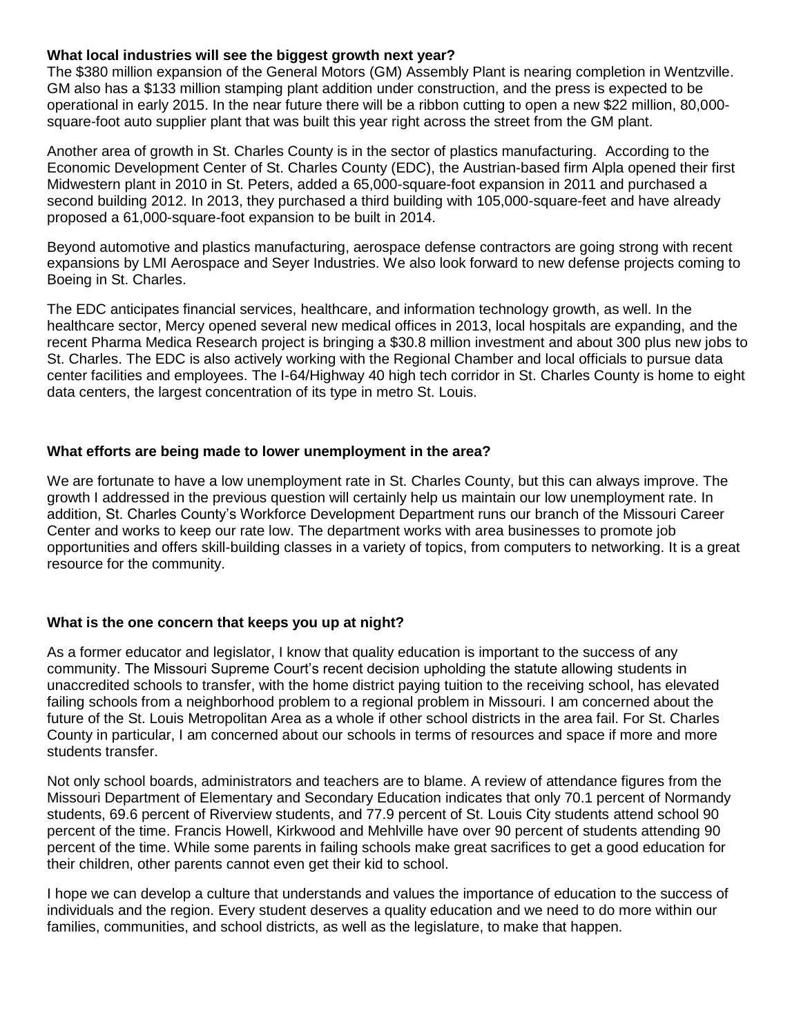**What local industries will see the biggest growth next year?**

The $380 million expansion of the General Motors (GM) Assembly Plant is nearing completion in Wentzville. GM also has a $133 million stamping plant addition under construction, and the press is expected to be operational in early 2015. In the near future there will be a ribbon cutting to open a new $22 million, 80,000-square-foot auto supplier plant that was built this year right across the street from the GM plant.

Another area of growth in St. Charles County is in the sector of plastics manufacturing. According to the Economic Development Center of St. Charles County (EDC), the Austrian-based firm Alpla opened their first Midwestern plant in 2010 in St. Peters, added a 65,000-square-foot expansion in 2011 and purchased a second building 2012. In 2013, they purchased a third building with 105,000-square-feet and have already proposed a 61,000-square-foot expansion to be built in 2014.

Beyond automotive and plastics manufacturing, aerospace defense contractors are going strong with recent expansions by LMI Aerospace and Seyer Industries. We also look forward to new defense projects coming to Boeing in St. Charles.

The EDC anticipates financial services, healthcare, and information technology growth, as well. In the healthcare sector, Mercy opened several new medical offices in 2013, local hospitals are expanding, and the recent Pharma Medica Research project is bringing a $30.8 million investment and about 300 plus new jobs to St. Charles. The EDC is also actively working with the Regional Chamber and local officials to pursue data center facilities and employees. The I-64/Highway 40 high tech corridor in St. Charles County is home to eight data centers, the largest concentration of its type in metro St. Louis.

**What efforts are being made to lower unemployment in the area?**

We are fortunate to have a low unemployment rate in St. Charles County, but this can always improve. The growth I addressed in the previous question will certainly help us maintain our low unemployment rate. In addition, St. Charles County's Workforce Development Department runs our branch of the Missouri Career Center and works to keep our rate low. The department works with area businesses to promote job opportunities and offers skill-building classes in a variety of topics, from computers to networking. It is a great resource for the community.

**What is the one concern that keeps you up at night?**

As a former educator and legislator, I know that quality education is important to the success of any community. The Missouri Supreme Court's recent decision upholding the statute allowing students in unaccredited schools to transfer, with the home district paying tuition to the receiving school, has elevated failing schools from a neighborhood problem to a regional problem in Missouri. I am concerned about the future of the St. Louis Metropolitan Area as a whole if other school districts in the area fail. For St. Charles County in particular, I am concerned about our schools in terms of resources and space if more and more students transfer.

Not only school boards, administrators and teachers are to blame. A review of attendance figures from the Missouri Department of Elementary and Secondary Education indicates that only 70.1 percent of Normandy students, 69.6 percent of Riverview students, and 77.9 percent of St. Louis City students attend school 90 percent of the time. Francis Howell, Kirkwood and Mehlville have over 90 percent of students attending 90 percent of the time. While some parents in failing schools make great sacrifices to get a good education for their children, other parents cannot even get their kid to school.

I hope we can develop a culture that understands and values the importance of education to the success of individuals and the region. Every student deserves a quality education and we need to do more within our families, communities, and school districts, as well as the legislature, to make that happen.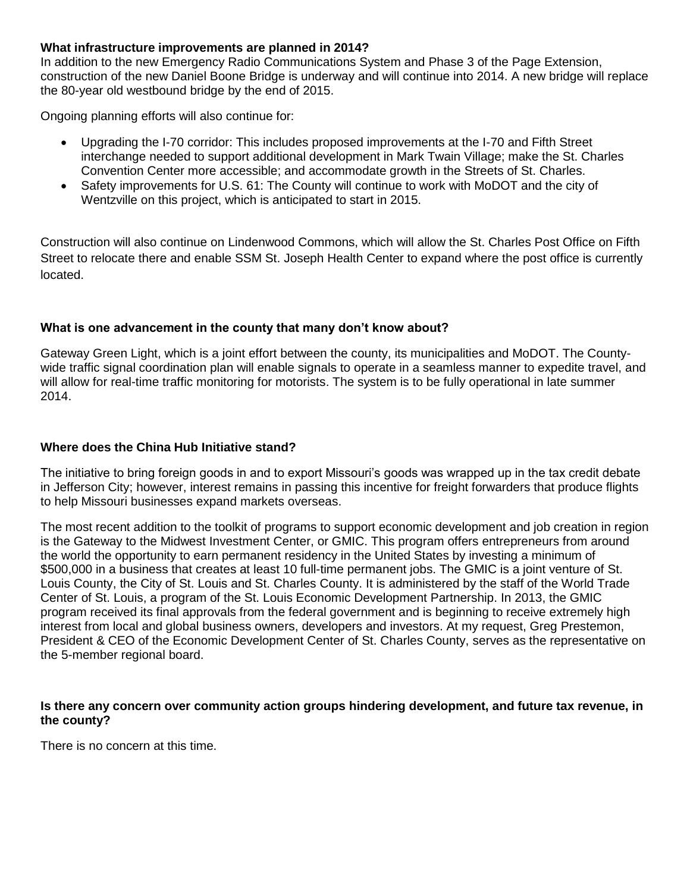**What infrastructure improvements are planned in 2014?**

In addition to the new Emergency Radio Communications System and Phase 3 of the Page Extension, construction of the new Daniel Boone Bridge is underway and will continue into 2014. A new bridge will replace the 80-year old westbound bridge by the end of 2015.

Ongoing planning efforts will also continue for:

- Upgrading the I-70 corridor: This includes proposed improvements at the I-70 and Fifth Street interchange needed to support additional development in Mark Twain Village; make the St. Charles Convention Center more accessible; and accommodate growth in the Streets of St. Charles.
- Safety improvements for U.S. 61: The County will continue to work with MoDOT and the city of Wentzville on this project, which is anticipated to start in 2015.

Construction will also continue on Lindenwood Commons, which will allow the St. Charles Post Office on Fifth Street to relocate there and enable SSM St. Joseph Health Center to expand where the post office is currently located.

**What is one advancement in the county that many don't know about?**

Gateway Green Light, which is a joint effort between the county, its municipalities and MoDOT. The County-wide traffic signal coordination plan will enable signals to operate in a seamless manner to expedite travel, and will allow for real-time traffic monitoring for motorists. The system is to be fully operational in late summer 2014.

**Where does the China Hub Initiative stand?**

The initiative to bring foreign goods in and to export Missouri's goods was wrapped up in the tax credit debate in Jefferson City; however, interest remains in passing this incentive for freight forwarders that produce flights to help Missouri businesses expand markets overseas.

The most recent addition to the toolkit of programs to support economic development and job creation in region is the Gateway to the Midwest Investment Center, or GMIC. This program offers entrepreneurs from around the world the opportunity to earn permanent residency in the United States by investing a minimum of $500,000 in a business that creates at least 10 full-time permanent jobs. The GMIC is a joint venture of St. Louis County, the City of St. Louis and St. Charles County. It is administered by the staff of the World Trade Center of St. Louis, a program of the St. Louis Economic Development Partnership. In 2013, the GMIC program received its final approvals from the federal government and is beginning to receive extremely high interest from local and global business owners, developers and investors. At my request, Greg Prestemon, President & CEO of the Economic Development Center of St. Charles County, serves as the representative on the 5-member regional board.

**Is there any concern over community action groups hindering development, and future tax revenue, in the county?**

There is no concern at this time.